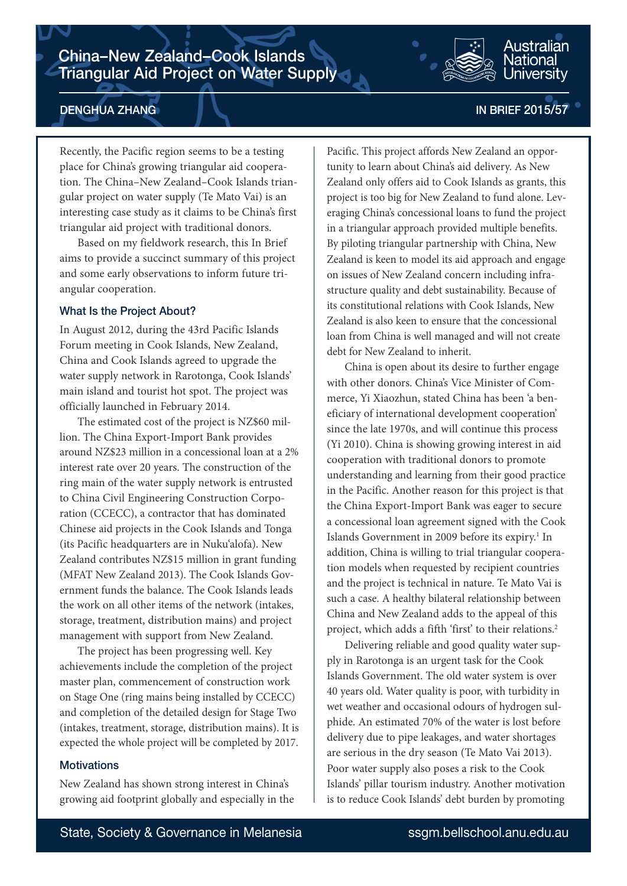# China–New Zealand–Cook Islands Triangular Aid Project on Water Supply

DENGHUA ZHANG

IN BRIEF 2015/57

Recently, the Pacific region seems to be a testing place for China's growing triangular aid cooperation. The China–New Zealand–Cook Islands triangular project on water supply (Te Mato Vai) is an interesting case study as it claims to be China's first triangular aid project with traditional donors.

Based on my fieldwork research, this In Brief aims to provide a succinct summary of this project and some early observations to inform future triangular cooperation.

### What Is the Project About?

In August 2012, during the 43rd Pacific Islands Forum meeting in Cook Islands, New Zealand, China and Cook Islands agreed to upgrade the water supply network in Rarotonga, Cook Islands' main island and tourist hot spot. The project was officially launched in February 2014.

The estimated cost of the project is NZ$60 million. The China Export-Import Bank provides around NZ$23 million in a concessional loan at a 2% interest rate over 20 years. The construction of the ring main of the water supply network is entrusted to China Civil Engineering Construction Corporation (CCECC), a contractor that has dominated Chinese aid projects in the Cook Islands and Tonga (its Pacific headquarters are in Nuku'alofa). New Zealand contributes NZ$15 million in grant funding (MFAT New Zealand 2013). The Cook Islands Government funds the balance. The Cook Islands leads the work on all other items of the network (intakes, storage, treatment, distribution mains) and project management with support from New Zealand.

The project has been progressing well. Key achievements include the completion of the project master plan, commencement of construction work on Stage One (ring mains being installed by CCECC) and completion of the detailed design for Stage Two (intakes, treatment, storage, distribution mains). It is expected the whole project will be completed by 2017.

### Motivations

New Zealand has shown strong interest in China's growing aid footprint globally and especially in the Pacific. This project affords New Zealand an opportunity to learn about China's aid delivery. As New Zealand only offers aid to Cook Islands as grants, this project is too big for New Zealand to fund alone. Leveraging China's concessional loans to fund the project in a triangular approach provided multiple benefits. By piloting triangular partnership with China, New Zealand is keen to model its aid approach and engage on issues of New Zealand concern including infrastructure quality and debt sustainability. Because of its constitutional relations with Cook Islands, New Zealand is also keen to ensure that the concessional loan from China is well managed and will not create debt for New Zealand to inherit.

China is open about its desire to further engage with other donors. China's Vice Minister of Commerce, Yi Xiaozhun, stated China has been 'a beneficiary of international development cooperation' since the late 1970s, and will continue this process (Yi 2010). China is showing growing interest in aid cooperation with traditional donors to promote understanding and learning from their good practice in the Pacific. Another reason for this project is that the China Export-Import Bank was eager to secure a concessional loan agreement signed with the Cook Islands Government in 2009 before its expiry.[1] In addition, China is willing to trial triangular cooperation models when requested by recipient countries and the project is technical in nature. Te Mato Vai is such a case. A healthy bilateral relationship between China and New Zealand adds to the appeal of this project, which adds a fifth 'first' to their relations.[2]

Delivering reliable and good quality water supply in Rarotonga is an urgent task for the Cook Islands Government. The old water system is over 40 years old. Water quality is poor, with turbidity in wet weather and occasional odours of hydrogen sulphide. An estimated 70% of the water is lost before delivery due to pipe leakages, and water shortages are serious in the dry season (Te Mato Vai 2013). Poor water supply also poses a risk to the Cook Islands' pillar tourism industry. Another motivation is to reduce Cook Islands' debt burden by promoting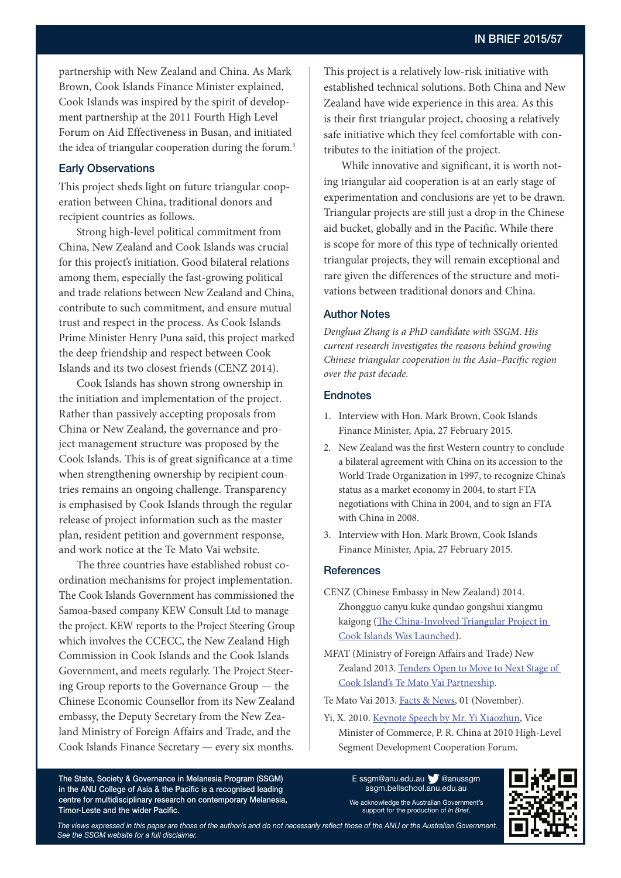partnership with New Zealand and China. As Mark Brown, Cook Islands Finance Minister explained, Cook Islands was inspired by the spirit of development partnership at the 2011 Fourth High Level Forum on Aid Effectiveness in Busan, and initiated the idea of triangular cooperation during the forum.[3]

### Early Observations

This project sheds light on future triangular cooperation between China, traditional donors and recipient countries as follows.

Strong high-level political commitment from China, New Zealand and Cook Islands was crucial for this project's initiation. Good bilateral relations among them, especially the fast-growing political and trade relations between New Zealand and China, contribute to such commitment, and ensure mutual trust and respect in the process. As Cook Islands Prime Minister Henry Puna said, this project marked the deep friendship and respect between Cook Islands and its two closest friends (CENZ 2014).

Cook Islands has shown strong ownership in the initiation and implementation of the project. Rather than passively accepting proposals from China or New Zealand, the governance and project management structure was proposed by the Cook Islands. This is of great significance at a time when strengthening ownership by recipient countries remains an ongoing challenge. Transparency is emphasised by Cook Islands through the regular release of project information such as the master plan, resident petition and government response, and work notice at the Te Mato Vai website.

The three countries have established robust coordination mechanisms for project implementation. The Cook Islands Government has commissioned the Samoa-based company KEW Consult Ltd to manage the project. KEW reports to the Project Steering Group which involves the CCECC, the New Zealand High Commission in Cook Islands and the Cook Islands Government, and meets regularly. The Project Steering Group reports to the Governance Group — the Chinese Economic Counsellor from its New Zealand embassy, the Deputy Secretary from the New Zealand Ministry of Foreign Affairs and Trade, and the Cook Islands Finance Secretary — every six months.

This project is a relatively low-risk initiative with established technical solutions. Both China and New Zealand have wide experience in this area. As this is their first triangular project, choosing a relatively safe initiative which they feel comfortable with contributes to the initiation of the project.

While innovative and significant, it is worth noting triangular aid cooperation is at an early stage of experimentation and conclusions are yet to be drawn. Triangular projects are still just a drop in the Chinese aid bucket, globally and in the Pacific. While there is scope for more of this type of technically oriented triangular projects, they will remain exceptional and rare given the differences of the structure and motivations between traditional donors and China.

### Author Notes

*Denghua Zhang is a PhD candidate with SSGM. His current research investigates the reasons behind growing Chinese triangular cooperation in the Asia–Pacific region over the past decade.*

### Endnotes

1. Interview with Hon. Mark Brown, Cook Islands Finance Minister, Apia, 27 February 2015.
2. New Zealand was the first Western country to conclude a bilateral agreement with China on its accession to the World Trade Organization in 1997, to recognize China's status as a market economy in 2004, to start FTA negotiations with China in 2004, and to sign an FTA with China in 2008.
3. Interview with Hon. Mark Brown, Cook Islands Finance Minister, Apia, 27 February 2015.

### References

CENZ (Chinese Embassy in New Zealand) 2014. Zhongguo canyu kuke qundao gongshui xiangmu kaigong (The China-Involved Triangular Project in Cook Islands Was Launched).

MFAT (Ministry of Foreign Affairs and Trade) New Zealand 2013. Tenders Open to Move to Next Stage of Cook Island's Te Mato Vai Partnership.

Te Mato Vai 2013. Facts & News, 01 (November).

Yi, X. 2010. Keynote Speech by Mr. Yi Xiaozhun, Vice Minister of Commerce, P. R. China at 2010 High-Level Segment Development Cooperation Forum.

The State, Society & Governance in Melanesia Program (SSGM) in the ANU College of Asia & the Pacific is a recognised leading centre for multidisciplinary research on contemporary Melanesia, Timor-Leste and the wider Pacific.

E ssgm@anu.edu.au @anussgm
ssgm.bellschool.anu.edu.au

We acknowledge the Australian Government's support for the production of *In Brief*.

*The views expressed in this paper are those of the author/s and do not necessarily reflect those of the ANU or the Australian Government. See the SSGM website for a full disclaimer.*